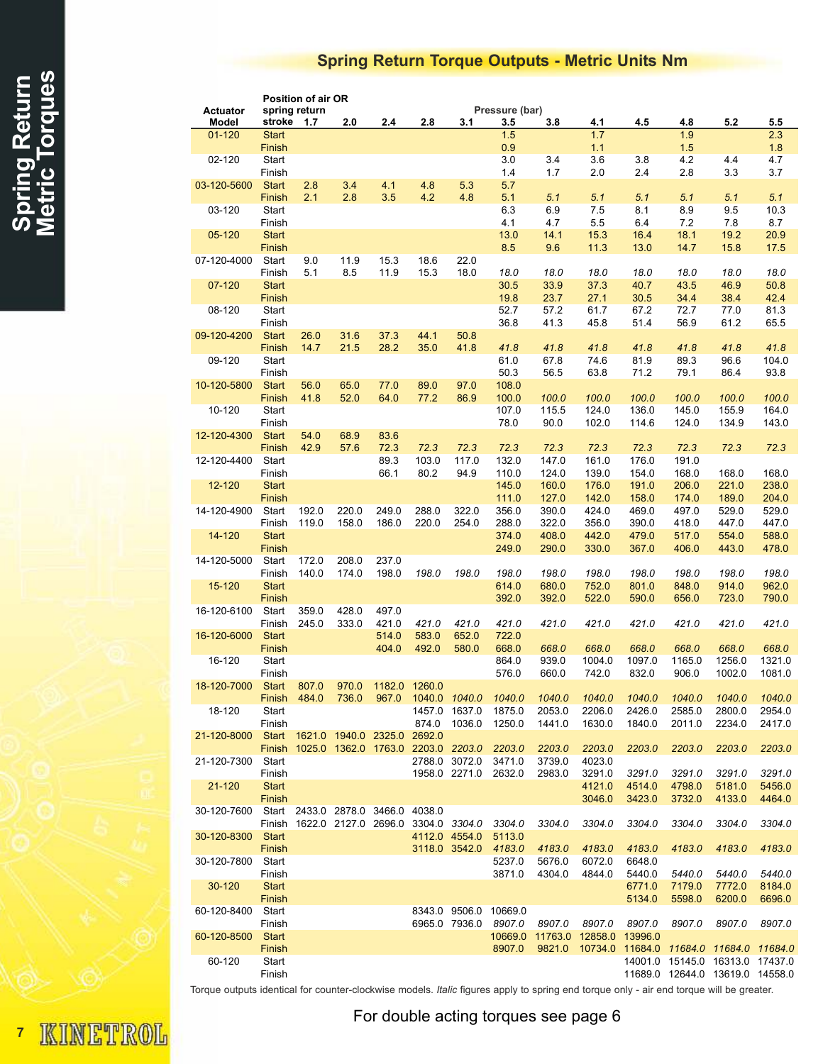## Spring Return Torque Outputs - Metric Units Nm

| Actuator Model | Position of air OR spring return stroke | Pressure (bar) 1.7 | 2.0 | 2.4 | 2.8 | 3.1 | 3.5 | 3.8 | 4.1 | 4.5 | 4.8 | 5.2 | 5.5 |
|---|---|---|---|---|---|---|---|---|---|---|---|---|---|
| 01-120 | Start | | | | | | 1.5 | | 1.7 | | 1.9 | | 2.3 |
| | Finish | | | | | | 0.9 | | 1.1 | | 1.5 | | 1.8 |
| 02-120 | Start | | | | | | 3.0 | 3.4 | 3.6 | 3.8 | 4.2 | 4.4 | 4.7 |
| | Finish | | | | | | 1.4 | 1.7 | 2.0 | 2.4 | 2.8 | 3.3 | 3.7 |
| 03-120-5600 | Start | 2.8 | 3.4 | 4.1 | 4.8 | 5.3 | 5.7 | | | | | | |
| | Finish | 2.1 | 2.8 | 3.5 | 4.2 | 4.8 | 5.1 | *5.1* | *5.1* | *5.1* | *5.1* | *5.1* | *5.1* |
| 03-120 | Start | | | | | | 6.3 | 6.9 | 7.5 | 8.1 | 8.9 | 9.5 | 10.3 |
| | Finish | | | | | | 4.1 | 4.7 | 5.5 | 6.4 | 7.2 | 7.8 | 8.7 |
| 05-120 | Start | | | | | | 13.0 | 14.1 | 15.3 | 16.4 | 18.1 | 19.2 | 20.9 |
| | Finish | | | | | | 8.5 | 9.6 | 11.3 | 13.0 | 14.7 | 15.8 | 17.5 |
| 07-120-4000 | Start | 9.0 | 11.9 | 15.3 | 18.6 | 22.0 | | | | | | | |
| | Finish | 5.1 | 8.5 | 11.9 | 15.3 | 18.0 | *18.0* | *18.0* | *18.0* | *18.0* | *18.0* | *18.0* | *18.0* |
| 07-120 | Start | | | | | | 30.5 | 33.9 | 37.3 | 40.7 | 43.5 | 46.9 | 50.8 |
| | Finish | | | | | | 19.8 | 23.7 | 27.1 | 30.5 | 34.4 | 38.4 | 42.4 |
| 08-120 | Start | | | | | | 52.7 | 57.2 | 61.7 | 67.2 | 72.7 | 77.0 | 81.3 |
| | Finish | | | | | | 36.8 | 41.3 | 45.8 | 51.4 | 56.9 | 61.2 | 65.5 |
| 09-120-4200 | Start | 26.0 | 31.6 | 37.3 | 44.1 | 50.8 | | | | | | | |
| | Finish | 14.7 | 21.5 | 28.2 | 35.0 | 41.8 | *41.8* | *41.8* | *41.8* | *41.8* | *41.8* | *41.8* | *41.8* |
| 09-120 | Start | | | | | | 61.0 | 67.8 | 74.6 | 81.9 | 89.3 | 96.6 | 104.0 |
| | Finish | | | | | | 50.3 | 56.5 | 63.8 | 71.2 | 79.1 | 86.4 | 93.8 |
| 10-120-5800 | Start | 56.0 | 65.0 | 77.0 | 89.0 | 97.0 | 108.0 | | | | | | |
| | Finish | 41.8 | 52.0 | 64.0 | 77.2 | 86.9 | 100.0 | *100.0* | *100.0* | *100.0* | *100.0* | *100.0* | *100.0* |
| 10-120 | Start | | | | | | 107.0 | 115.5 | 124.0 | 136.0 | 145.0 | 155.9 | 164.0 |
| | Finish | | | | | | 78.0 | 90.0 | 102.0 | 114.6 | 124.0 | 134.9 | 143.0 |
| 12-120-4300 | Start | 54.0 | 68.9 | 83.6 | | | | | | | | | |
| | Finish | 42.9 | 57.6 | 72.3 | *72.3* | *72.3* | *72.3* | *72.3* | *72.3* | *72.3* | *72.3* | *72.3* | *72.3* |
| 12-120-4400 | Start | | | 89.3 | 103.0 | 117.0 | 132.0 | 147.0 | 161.0 | 176.0 | 191.0 | | |
| | Finish | | | 66.1 | 80.2 | 94.9 | 110.0 | 124.0 | 139.0 | 154.0 | 168.0 | 168.0 | 168.0 |
| 12-120 | Start | | | | | | 145.0 | 160.0 | 176.0 | 191.0 | 206.0 | 221.0 | 238.0 |
| | Finish | | | | | | 111.0 | 127.0 | 142.0 | 158.0 | 174.0 | 189.0 | 204.0 |
| 14-120-4900 | Start | 192.0 | 220.0 | 249.0 | 288.0 | 322.0 | 356.0 | 390.0 | 424.0 | 469.0 | 497.0 | 529.0 | 529.0 |
| | Finish | 119.0 | 158.0 | 186.0 | 220.0 | 254.0 | 288.0 | 322.0 | 356.0 | 390.0 | 418.0 | 447.0 | 447.0 |
| 14-120 | Start | | | | | | 374.0 | 408.0 | 442.0 | 479.0 | 517.0 | 554.0 | 588.0 |
| | Finish | | | | | | 249.0 | 290.0 | 330.0 | 367.0 | 406.0 | 443.0 | 478.0 |
| 14-120-5000 | Start | 172.0 | 208.0 | 237.0 | | | | | | | | | |
| | Finish | 140.0 | 174.0 | 198.0 | *198.0* | *198.0* | *198.0* | *198.0* | *198.0* | *198.0* | *198.0* | *198.0* | *198.0* |
| 15-120 | Start | | | | | | 614.0 | 680.0 | 752.0 | 801.0 | 848.0 | 914.0 | 962.0 |
| | Finish | | | | | | 392.0 | 392.0 | 522.0 | 590.0 | 656.0 | 723.0 | 790.0 |
| 16-120-6100 | Start | 359.0 | 428.0 | 497.0 | | | | | | | | | |
| | Finish | 245.0 | 333.0 | 421.0 | *421.0* | *421.0* | *421.0* | *421.0* | *421.0* | *421.0* | *421.0* | *421.0* | *421.0* |
| 16-120-6000 | Start | | | 514.0 | 583.0 | 652.0 | 722.0 | | | | | | |
| | Finish | | | 404.0 | 492.0 | 580.0 | 668.0 | *668.0* | *668.0* | *668.0* | *668.0* | *668.0* | *668.0* |
| 16-120 | Start | | | | | | 864.0 | 939.0 | 1004.0 | 1097.0 | 1165.0 | 1256.0 | 1321.0 |
| | Finish | | | | | | 576.0 | 660.0 | 742.0 | 832.0 | 906.0 | 1002.0 | 1081.0 |
| 18-120-7000 | Start | 807.0 | 970.0 | 1182.0 | 1260.0 | | | | | | | | |
| | Finish | 484.0 | 736.0 | 967.0 | 1040.0 | *1040.0* | *1040.0* | *1040.0* | *1040.0* | *1040.0* | *1040.0* | *1040.0* | *1040.0* |
| 18-120 | Start | | | | 1457.0 | 1637.0 | 1875.0 | 2053.0 | 2206.0 | 2426.0 | 2585.0 | 2800.0 | 2954.0 |
| | Finish | | | | 874.0 | 1036.0 | 1250.0 | 1441.0 | 1630.0 | 1840.0 | 2011.0 | 2234.0 | 2417.0 |
| 21-120-8000 | Start | 1621.0 | 1940.0 | 2325.0 | 2692.0 | | | | | | | | |
| | Finish | 1025.0 | 1362.0 | 1763.0 | 2203.0 | *2203.0* | *2203.0* | *2203.0* | *2203.0* | *2203.0* | *2203.0* | *2203.0* | *2203.0* |
| 21-120-7300 | Start | | | | 2788.0 | 3072.0 | 3471.0 | 3739.0 | 4023.0 | | | | |
| | Finish | | | | 1958.0 | 2271.0 | 2632.0 | 2983.0 | 3291.0 | *3291.0* | *3291.0* | *3291.0* | *3291.0* |
| 21-120 | Start | | | | | | | | 4121.0 | 4514.0 | 4798.0 | 5181.0 | 5456.0 |
| | Finish | | | | | | | | 3046.0 | 3423.0 | 3732.0 | 4133.0 | 4464.0 |
| 30-120-7600 | Start | 2433.0 | 2878.0 | 3466.0 | 4038.0 | | | | | | | | |
| | Finish | 1622.0 | 2127.0 | 2696.0 | 3304.0 | *3304.0* | *3304.0* | *3304.0* | *3304.0* | *3304.0* | *3304.0* | *3304.0* | *3304.0* |
| 30-120-8300 | Start | | | | 4112.0 | 4554.0 | 5113.0 | | | | | | |
| | Finish | | | | 3118.0 | 3542.0 | *4183.0* | *4183.0* | *4183.0* | *4183.0* | *4183.0* | *4183.0* | *4183.0* |
| 30-120-7800 | Start | | | | | | 5237.0 | 5676.0 | 6072.0 | 6648.0 | | | |
| | Finish | | | | | | 3871.0 | 4304.0 | 4844.0 | 5440.0 | *5440.0* | *5440.0* | *5440.0* |
| 30-120 | Start | | | | | | | | | 6771.0 | 7179.0 | 7772.0 | 8184.0 |
| | Finish | | | | | | | | | 5134.0 | 5598.0 | 6200.0 | 6696.0 |
| 60-120-8400 | Start | | | | 8343.0 | 9506.0 | 10669.0 | | | | | | |
| | Finish | | | | 6965.0 | 7936.0 | *8907.0* | *8907.0* | *8907.0* | *8907.0* | *8907.0* | *8907.0* | *8907.0* |
| 60-120-8500 | Start | | | | | | 10669.0 | 11763.0 | 12858.0 | 13996.0 | | | |
| | Finish | | | | | | 8907.0 | 9821.0 | 10734.0 | 11684.0 | *11684.0* | *11684.0* | *11684.0* |
| 60-120 | Start | | | | | | | | | 14001.0 | 15145.0 | 16313.0 | 17437.0 |
| | Finish | | | | | | | | | 11689.0 | 12644.0 | 13619.0 | 14558.0 |

Torque outputs identical for counter-clockwise models. *Italic* figures apply to spring end torque only - air end torque will be greater.

For double acting torques see page 6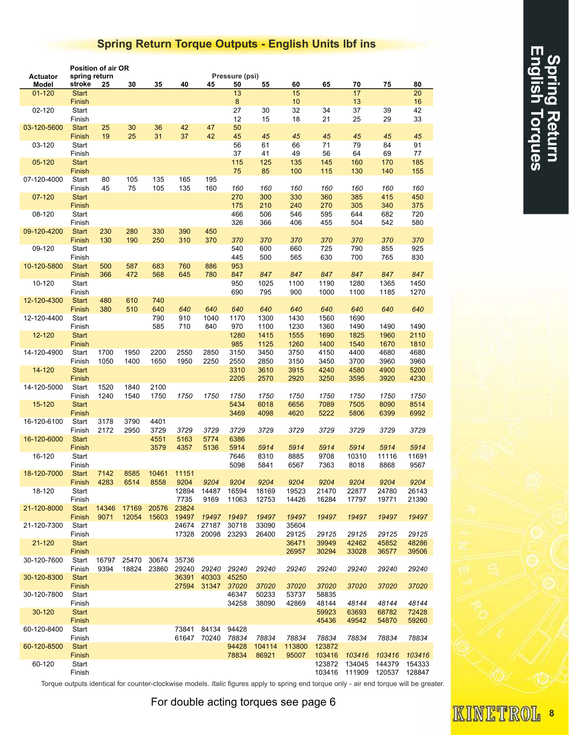## Spring Return Torque Outputs - English Units lbf ins

| Actuator Model | Position of air OR spring return stroke | Pressure (psi) | | | | | | | | | | | |
|---|---|---|---|---|---|---|---|---|---|---|---|---|---|
| | | 25 | 30 | 35 | 40 | 45 | 50 | 55 | 60 | 65 | 70 | 75 | 80 |
| 01-120 | Start | | | | | | 13 | | 15 | | 17 | | 20 |
| | Finish | | | | | | 8 | | 10 | | 13 | | 16 |
| 02-120 | Start | | | | | | 27 | 30 | 32 | 34 | 37 | 39 | 42 |
| | Finish | | | | | | 12 | 15 | 18 | 21 | 25 | 29 | 33 |
| 03-120-5600 | Start | 25 | 30 | 36 | 42 | 47 | 50 | | | | | | |
| | Finish | 19 | 25 | 31 | 37 | 42 | 45 | *45* | *45* | *45* | *45* | *45* | *45* |
| 03-120 | Start | | | | | | 56 | 61 | 66 | 71 | 79 | 84 | 91 |
| | Finish | | | | | | 37 | 41 | 49 | 56 | 64 | 69 | 77 |
| 05-120 | Start | | | | | | 115 | 125 | 135 | 145 | 160 | 170 | 185 |
| | Finish | | | | | | 75 | 85 | 100 | 115 | 130 | 140 | 155 |
| 07-120-4000 | Start | 80 | 105 | 135 | 165 | 195 | | | | | | | |
| | Finish | 45 | 75 | 105 | 135 | 160 | *160* | *160* | *160* | *160* | *160* | *160* | *160* |
| 07-120 | Start | | | | | | 270 | 300 | 330 | 360 | 385 | 415 | 450 |
| | Finish | | | | | | 175 | 210 | 240 | 270 | 305 | 340 | 375 |
| 08-120 | Start | | | | | | 466 | 506 | 546 | 595 | 644 | 682 | 720 |
| | Finish | | | | | | 326 | 366 | 406 | 455 | 504 | 542 | 580 |
| 09-120-4200 | Start | 230 | 280 | 330 | 390 | 450 | | | | | | | |
| | Finish | 130 | 190 | 250 | 310 | 370 | *370* | *370* | *370* | *370* | *370* | *370* | *370* |
| 09-120 | Start | | | | | | 540 | 600 | 660 | 725 | 790 | 855 | 925 |
| | Finish | | | | | | 445 | 500 | 565 | 630 | 700 | 765 | 830 |
| 10-120-5800 | Start | 500 | 587 | 683 | 760 | 886 | 953 | | | | | | |
| | Finish | 366 | 472 | 568 | 645 | 780 | 847 | *847* | *847* | *847* | *847* | *847* | *847* |
| 10-120 | Start | | | | | | 950 | 1025 | 1100 | 1190 | 1280 | 1365 | 1450 |
| | Finish | | | | | | 690 | 795 | 900 | 1000 | 1100 | 1185 | 1270 |
| 12-120-4300 | Start | 480 | 610 | 740 | | | | | | | | | |
| | Finish | 380 | 510 | 640 | *640* | *640* | *640* | *640* | *640* | *640* | *640* | *640* | *640* |
| 12-120-4400 | Start | | | 790 | 910 | 1040 | 1170 | 1300 | 1430 | 1560 | 1690 | | |
| | Finish | | | 585 | 710 | 840 | 970 | 1100 | 1230 | 1360 | 1490 | 1490 | 1490 |
| 12-120 | Start | | | | | | 1280 | 1415 | 1555 | 1690 | 1825 | 1960 | 2110 |
| | Finish | | | | | | 985 | 1125 | 1260 | 1400 | 1540 | 1670 | 1810 |
| 14-120-4900 | Start | 1700 | 1950 | 2200 | 2550 | 2850 | 3150 | 3450 | 3750 | 4150 | 4400 | 4680 | 4680 |
| | Finish | 1050 | 1400 | 1650 | 1950 | 2250 | 2550 | 2850 | 3150 | 3450 | 3700 | 3960 | 3960 |
| 14-120 | Start | | | | | | 3310 | 3610 | 3915 | 4240 | 4580 | 4900 | 5200 |
| | Finish | | | | | | 2205 | 2570 | 2920 | 3250 | 3595 | 3920 | 4230 |
| 14-120-5000 | Start | 1520 | 1840 | 2100 | | | | | | | | | |
| | Finish | 1240 | 1540 | 1750 | *1750* | *1750* | *1750* | *1750* | *1750* | *1750* | *1750* | *1750* | *1750* |
| 15-120 | Start | | | | | | 5434 | 6018 | 6656 | 7089 | 7505 | 8090 | 8514 |
| | Finish | | | | | | 3469 | 4098 | 4620 | 5222 | 5806 | 6399 | 6992 |
| 16-120-6100 | Start | 3178 | 3790 | 4401 | | | | | | | | | |
| | Finish | 2172 | 2950 | 3729 | *3729* | *3729* | *3729* | *3729* | *3729* | *3729* | *3729* | *3729* | *3729* |
| 16-120-6000 | Start | | | 4551 | 5163 | 5774 | 6386 | | | | | | |
| | Finish | | | 3579 | 4357 | 5136 | 5914 | *5914* | *5914* | *5914* | *5914* | *5914* | *5914* |
| 16-120 | Start | | | | | | 7646 | 8310 | 8885 | 9708 | 10310 | 11116 | 11691 |
| | Finish | | | | | | 5098 | 5841 | 6567 | 7363 | 8018 | 8868 | 9567 |
| 18-120-7000 | Start | 7142 | 8585 | 10461 | 11151 | | | | | | | | |
| | Finish | 4283 | 6514 | 8558 | 9204 | *9204* | *9204* | *9204* | *9204* | *9204* | *9204* | *9204* | *9204* |
| 18-120 | Start | | | | 12894 | 14487 | 16594 | 18169 | 19523 | 21470 | 22877 | 24780 | 26143 |
| | Finish | | | | 7735 | 9169 | 11063 | 12753 | 14426 | 16284 | 17797 | 19771 | 21390 |
| 21-120-8000 | Start | 14346 | 17169 | 20576 | 23824 | | | | | | | | |
| | Finish | 9071 | 12054 | 15603 | 19497 | *19497* | *19497* | *19497* | *19497* | *19497* | *19497* | *19497* | *19497* |
| 21-120-7300 | Start | | | | 24674 | 27187 | 30718 | 33090 | 35604 | | | | |
| | Finish | | | | 17328 | 20098 | 23293 | 26400 | 29125 | *29125* | *29125* | *29125* | *29125* |
| 21-120 | Start | | | | | | | | 36471 | 39949 | 42462 | 45852 | 48286 |
| | Finish | | | | | | | | 26957 | 30294 | 33028 | 36577 | 39506 |
| 30-120-7600 | Start | 16797 | 25470 | 30674 | 35736 | | | | | | | | |
| | Finish | 9394 | 18824 | 23860 | 29240 | *29240* | *29240* | *29240* | *29240* | *29240* | *29240* | *29240* | *29240* |
| 30-120-8300 | Start | | | | 36391 | 40303 | 45250 | | | | | | |
| | Finish | | | | 27594 | 31347 | *37020* | *37020* | *37020* | *37020* | *37020* | *37020* | *37020* |
| 30-120-7800 | Start | | | | | | 46347 | 50233 | 53737 | 58835 | | | |
| | Finish | | | | | | 34258 | 38090 | 42869 | 48144 | *48144* | *48144* | *48144* |
| 30-120 | Start | | | | | | | | | 59923 | 63693 | 68782 | 72428 |
| | Finish | | | | | | | | | 45436 | 49542 | 54870 | 59260 |
| 60-120-8400 | Start | | | | 73841 | 84134 | 94428 | | | | | | |
| | Finish | | | | 61647 | 70240 | *78834* | *78834* | *78834* | *78834* | *78834* | *78834* | *78834* |
| 60-120-8500 | Start | | | | | | 94428 | 104114 | 113800 | 123872 | | | |
| | Finish | | | | | | 78834 | 86921 | 95007 | 103416 | *103416* | *103416* | *103416* |
| 60-120 | Start | | | | | | | | | 123872 | 134045 | 144379 | 154333 |
| | Finish | | | | | | | | | 103416 | 111909 | 120537 | 128847 |

Torque outputs identical for counter-clockwise models. *Italic* figures apply to spring end torque only - air end torque will be greater.

For double acting torques see page 6